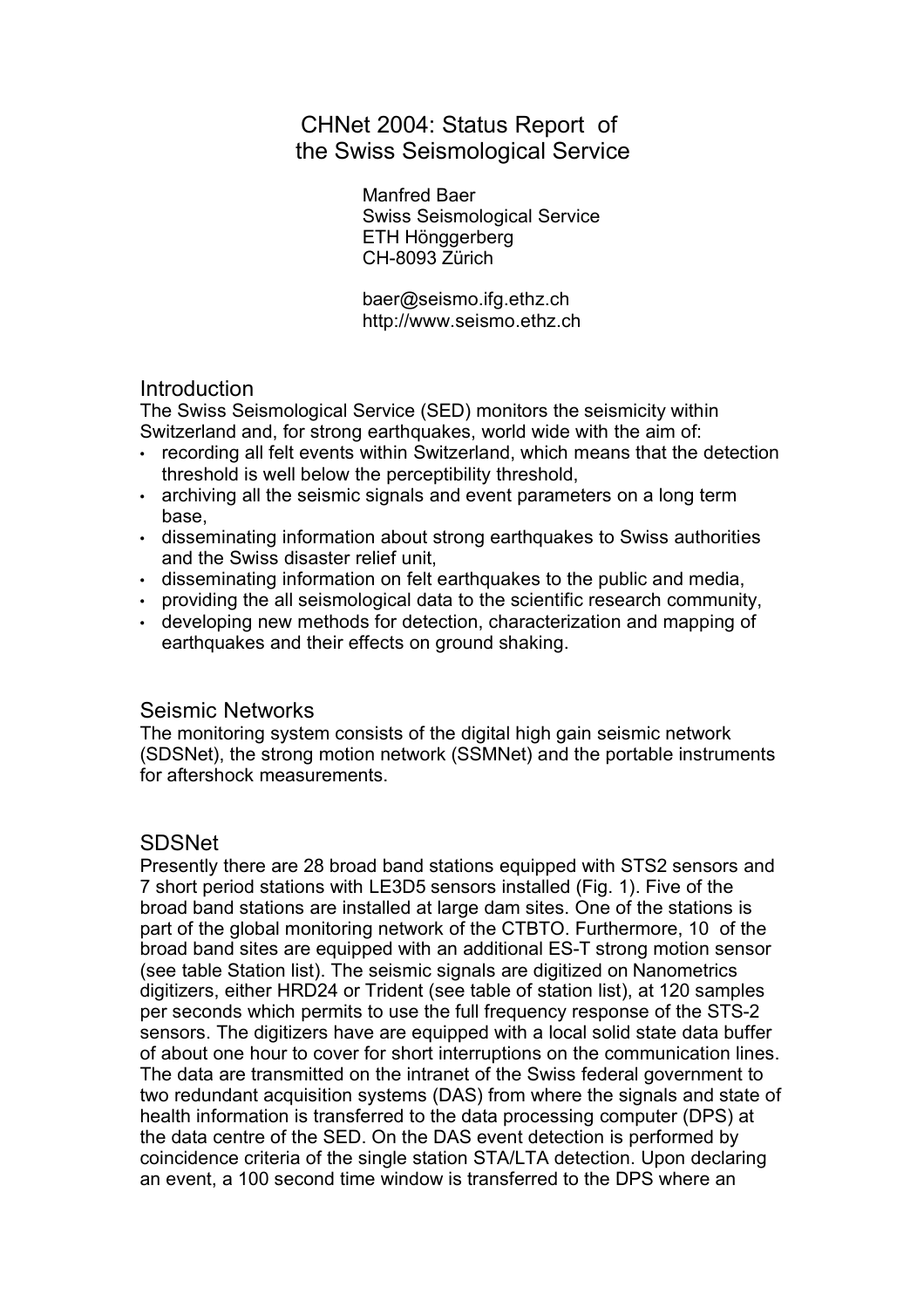# CHNet 2004: Status Report of the Swiss Seismological Service

Manfred Baer
Swiss Seismological Service
ETH Hönggerberg
CH-8093 Zürich

baer@seismo.ifg.ethz.ch
http://www.seismo.ethz.ch

## Introduction

The Swiss Seismological Service (SED) monitors the seismicity within Switzerland and, for strong earthquakes, world wide with the aim of:

- recording all felt events within Switzerland, which means that the detection threshold is well below the perceptibility threshold,
- archiving all the seismic signals and event parameters on a long term base,
- disseminating information about strong earthquakes to Swiss authorities and the Swiss disaster relief unit,
- disseminating information on felt earthquakes to the public and media,
- providing the all seismological data to the scientific research community,
- developing new methods for detection, characterization and mapping of earthquakes and their effects on ground shaking.

## Seismic Networks

The monitoring system consists of the digital high gain seismic network (SDSNet), the strong motion network (SSMNet) and the portable instruments for aftershock measurements.

## SDSNet

Presently there are 28 broad band stations equipped with STS2 sensors and 7 short period stations with LE3D5 sensors installed (Fig. 1). Five of the broad band stations are installed at large dam sites. One of the stations is part of the global monitoring network of the CTBTO. Furthermore, 10 of the broad band sites are equipped with an additional ES-T strong motion sensor (see table Station list). The seismic signals are digitized on Nanometrics digitizers, either HRD24 or Trident (see table of station list), at 120 samples per seconds which permits to use the full frequency response of the STS-2 sensors. The digitizers have are equipped with a local solid state data buffer of about one hour to cover for short interruptions on the communication lines. The data are transmitted on the intranet of the Swiss federal government to two redundant acquisition systems (DAS) from where the signals and state of health information is transferred to the data processing computer (DPS) at the data centre of the SED. On the DAS event detection is performed by coincidence criteria of the single station STA/LTA detection. Upon declaring an event, a 100 second time window is transferred to the DPS where an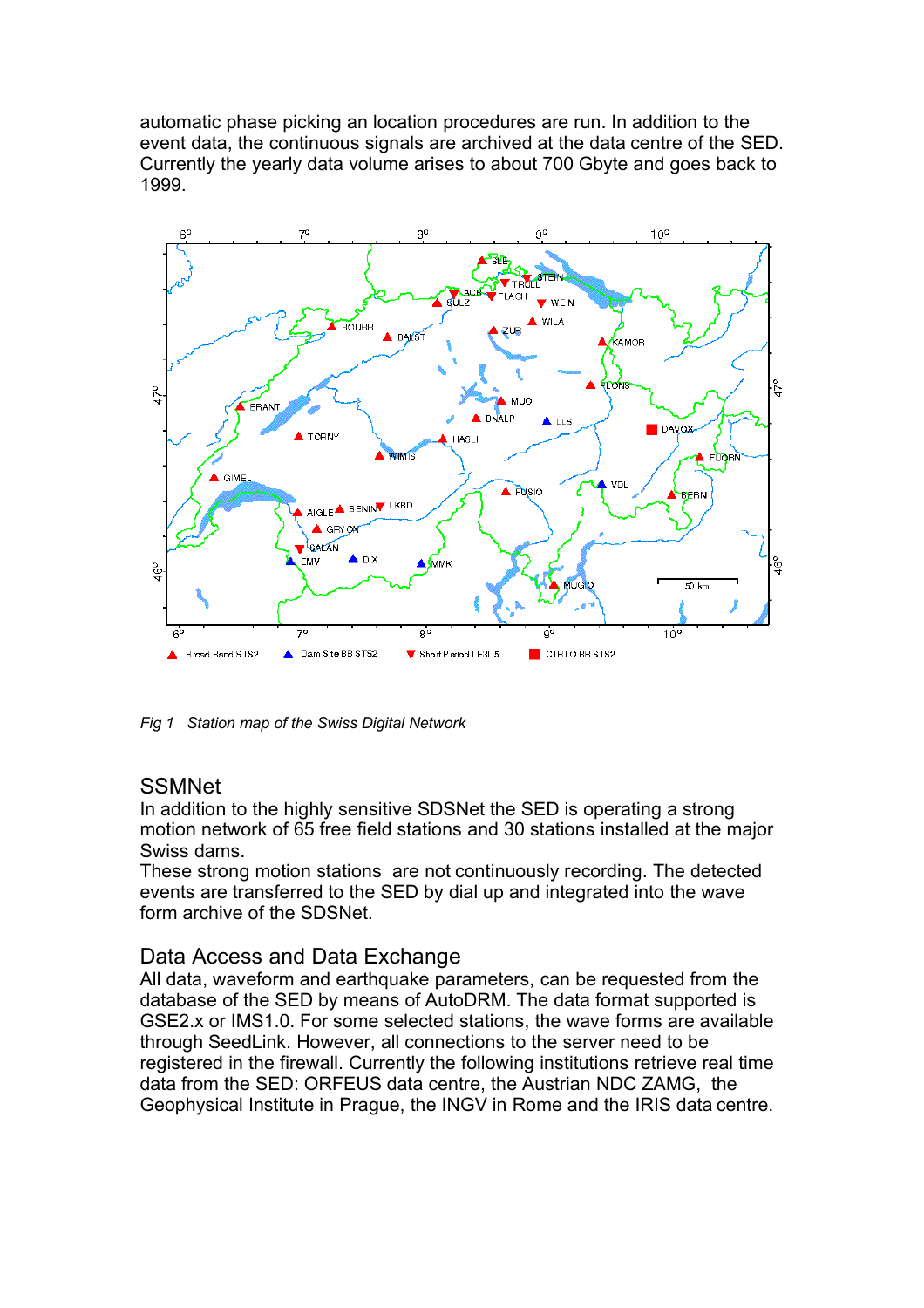automatic phase picking an location procedures are run. In addition to the event data, the continuous signals are archived at the data centre of the SED. Currently the yearly data volume arises to about 700 Gbyte and goes back to 1999.

*Fig 1 Station map of the Swiss Digital Network*

## SSMNet

In addition to the highly sensitive SDSNet the SED is operating a strong motion network of 65 free field stations and 30 stations installed at the major Swiss dams.

These strong motion stations are not continuously recording. The detected events are transferred to the SED by dial up and integrated into the wave form archive of the SDSNet.

## Data Access and Data Exchange

All data, waveform and earthquake parameters, can be requested from the database of the SED by means of AutoDRM. The data format supported is GSE2.x or IMS1.0. For some selected stations, the wave forms are available through SeedLink. However, all connections to the server need to be registered in the firewall. Currently the following institutions retrieve real time data from the SED: ORFEUS data centre, the Austrian NDC ZAMG, the Geophysical Institute in Prague, the INGV in Rome and the IRIS data centre.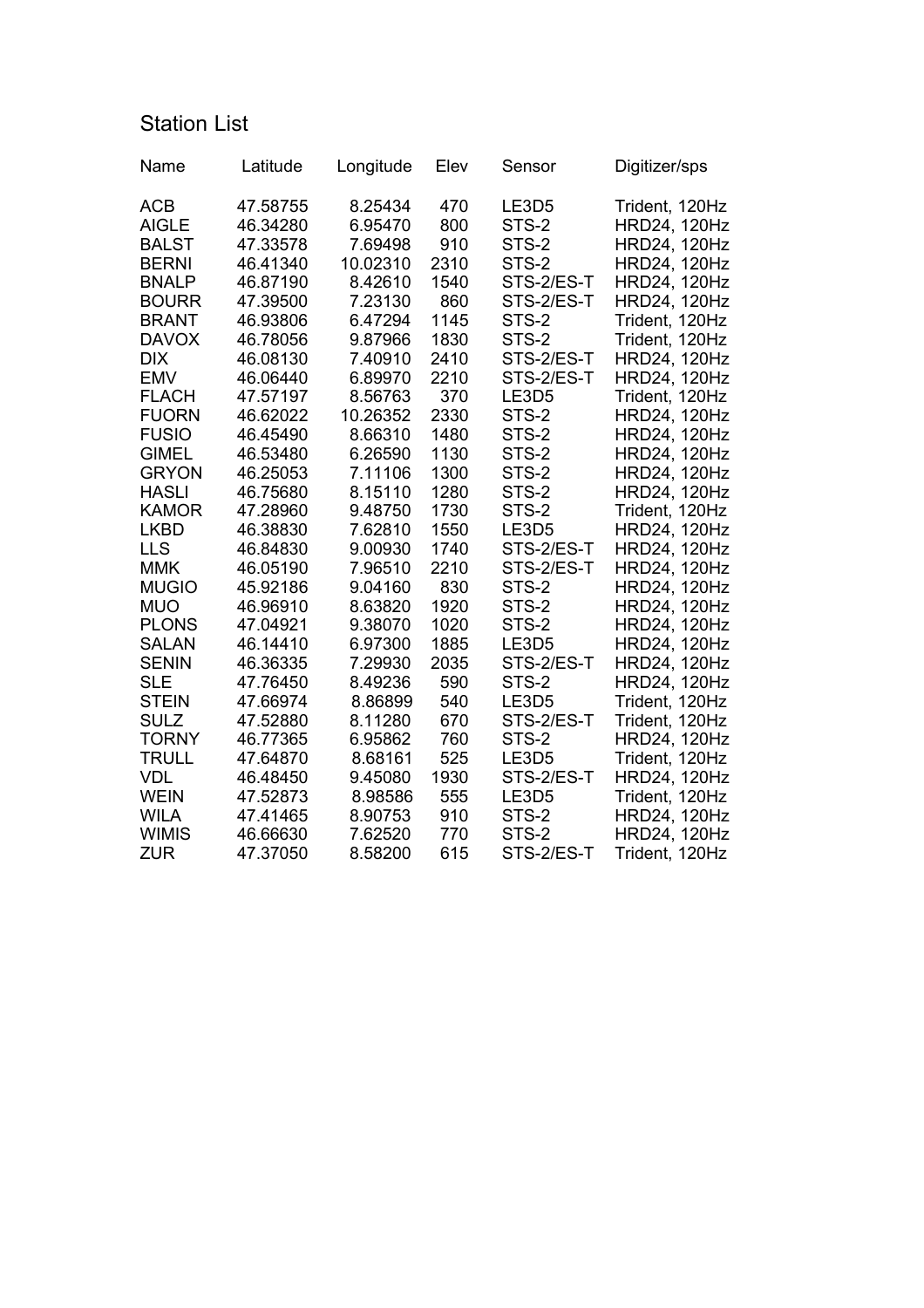Station List

| Name | Latitude | Longitude | Elev | Sensor | Digitizer/sps |
|---|---|---|---|---|---|
| ACB | 47.58755 | 8.25434 | 470 | LE3D5 | Trident, 120Hz |
| AIGLE | 46.34280 | 6.95470 | 800 | STS-2 | HRD24, 120Hz |
| BALST | 47.33578 | 7.69498 | 910 | STS-2 | HRD24, 120Hz |
| BERNI | 46.41340 | 10.02310 | 2310 | STS-2 | HRD24, 120Hz |
| BNALP | 46.87190 | 8.42610 | 1540 | STS-2/ES-T | HRD24, 120Hz |
| BOURR | 47.39500 | 7.23130 | 860 | STS-2/ES-T | HRD24, 120Hz |
| BRANT | 46.93806 | 6.47294 | 1145 | STS-2 | Trident, 120Hz |
| DAVOX | 46.78056 | 9.87966 | 1830 | STS-2 | Trident, 120Hz |
| DIX | 46.08130 | 7.40910 | 2410 | STS-2/ES-T | HRD24, 120Hz |
| EMV | 46.06440 | 6.89970 | 2210 | STS-2/ES-T | HRD24, 120Hz |
| FLACH | 47.57197 | 8.56763 | 370 | LE3D5 | Trident, 120Hz |
| FUORN | 46.62022 | 10.26352 | 2330 | STS-2 | HRD24, 120Hz |
| FUSIO | 46.45490 | 8.66310 | 1480 | STS-2 | HRD24, 120Hz |
| GIMEL | 46.53480 | 6.26590 | 1130 | STS-2 | HRD24, 120Hz |
| GRYON | 46.25053 | 7.11106 | 1300 | STS-2 | HRD24, 120Hz |
| HASLI | 46.75680 | 8.15110 | 1280 | STS-2 | HRD24, 120Hz |
| KAMOR | 47.28960 | 9.48750 | 1730 | STS-2 | Trident, 120Hz |
| LKBD | 46.38830 | 7.62810 | 1550 | LE3D5 | HRD24, 120Hz |
| LLS | 46.84830 | 9.00930 | 1740 | STS-2/ES-T | HRD24, 120Hz |
| MMK | 46.05190 | 7.96510 | 2210 | STS-2/ES-T | HRD24, 120Hz |
| MUGIO | 45.92186 | 9.04160 | 830 | STS-2 | HRD24, 120Hz |
| MUO | 46.96910 | 8.63820 | 1920 | STS-2 | HRD24, 120Hz |
| PLONS | 47.04921 | 9.38070 | 1020 | STS-2 | HRD24, 120Hz |
| SALAN | 46.14410 | 6.97300 | 1885 | LE3D5 | HRD24, 120Hz |
| SENIN | 46.36335 | 7.29930 | 2035 | STS-2/ES-T | HRD24, 120Hz |
| SLE | 47.76450 | 8.49236 | 590 | STS-2 | HRD24, 120Hz |
| STEIN | 47.66974 | 8.86899 | 540 | LE3D5 | Trident, 120Hz |
| SULZ | 47.52880 | 8.11280 | 670 | STS-2/ES-T | Trident, 120Hz |
| TORNY | 46.77365 | 6.95862 | 760 | STS-2 | HRD24, 120Hz |
| TRULL | 47.64870 | 8.68161 | 525 | LE3D5 | Trident, 120Hz |
| VDL | 46.48450 | 9.45080 | 1930 | STS-2/ES-T | HRD24, 120Hz |
| WEIN | 47.52873 | 8.98586 | 555 | LE3D5 | Trident, 120Hz |
| WILA | 47.41465 | 8.90753 | 910 | STS-2 | HRD24, 120Hz |
| WIMIS | 46.66630 | 7.62520 | 770 | STS-2 | HRD24, 120Hz |
| ZUR | 47.37050 | 8.58200 | 615 | STS-2/ES-T | Trident, 120Hz |